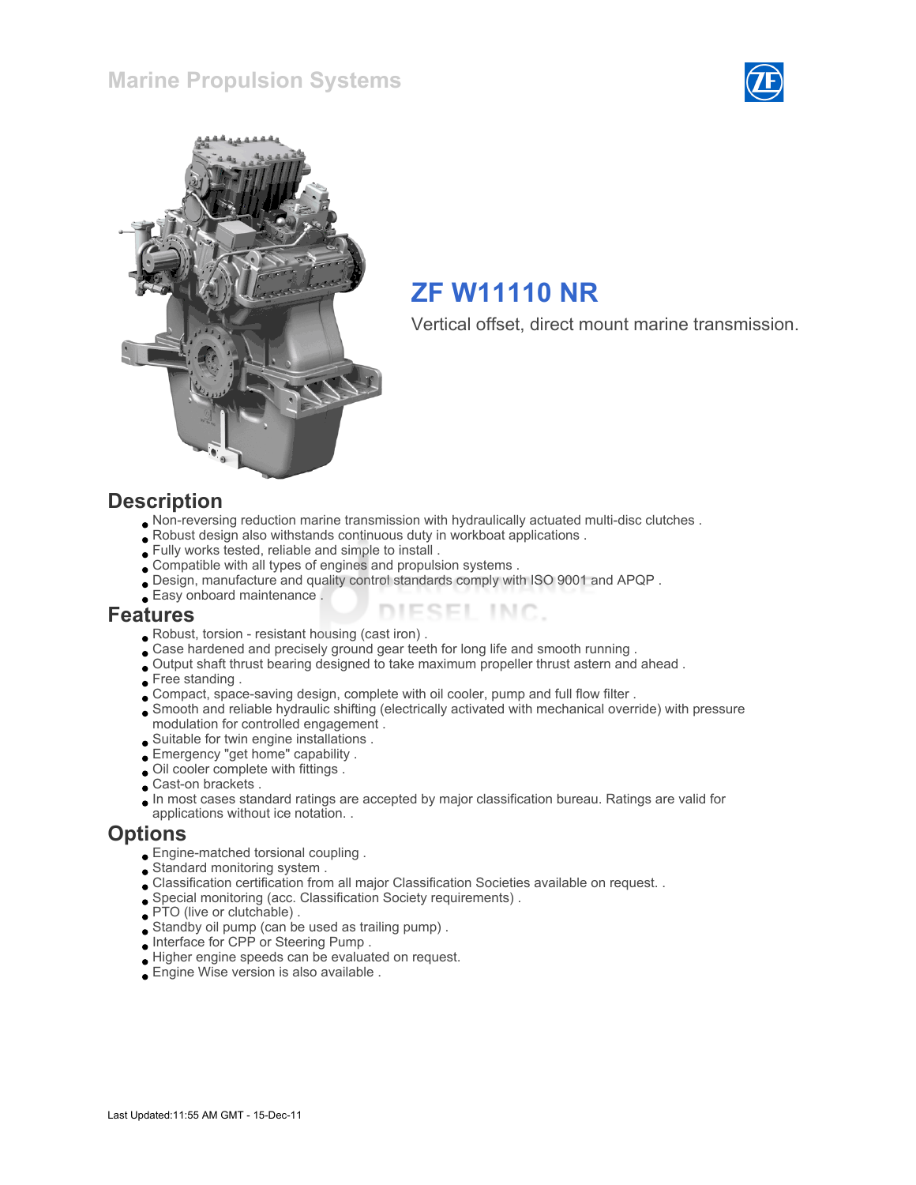Marine Propulsion Systems

# ZF W11110 NR

Vertical offset, direct mount marine transmission.

## Description

- Non-reversing reduction marine transmission with hydraulically actuated multi-disc clutches .
- Robust design also withstands continuous duty in workboat applications .
- Fully works tested, reliable and simple to install .
- Compatible with all types of engines and propulsion systems .
- Design, manufacture and quality control standards comply with ISO 9001 and APQP .
- Easy onboard maintenance .

## Features

- Robust, torsion - resistant housing (cast iron) .
- Case hardened and precisely ground gear teeth for long life and smooth running .
- Output shaft thrust bearing designed to take maximum propeller thrust astern and ahead .
- Free standing .
- Compact, space-saving design, complete with oil cooler, pump and full flow filter .
- Smooth and reliable hydraulic shifting (electrically activated with mechanical override) with pressure modulation for controlled engagement .
- Suitable for twin engine installations .
- Emergency "get home" capability .
- Oil cooler complete with fittings .
- Cast-on brackets .
- In most cases standard ratings are accepted by major classification bureau. Ratings are valid for applications without ice notation. .

## Options

- Engine-matched torsional coupling .
- Standard monitoring system .
- Classification certification from all major Classification Societies available on request. .
- Special monitoring (acc. Classification Society requirements) .
- PTO (live or clutchable) .
- Standby oil pump (can be used as trailing pump) .
- Interface for CPP or Steering Pump .
- Higher engine speeds can be evaluated on request.
- Engine Wise version is also available .

Last Updated:11:55 AM GMT - 15-Dec-11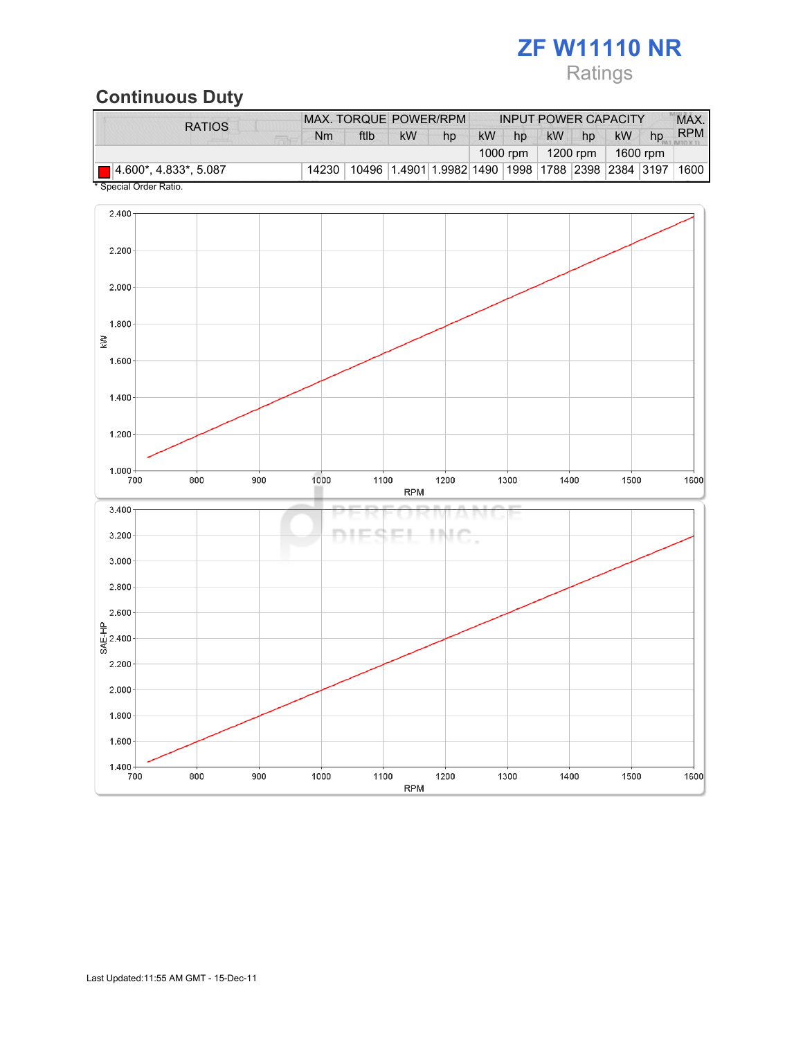# ZF W11110 NR

Ratings

## Continuous Duty

| RATIOS | MAX. TORQUE | | POWER/RPM | | INPUT POWER CAPACITY | | | | | | MAX. RPM |
|---|---|---|---|---|---|---|---|---|---|---|---|
| | Nm | ftlb | kW | hp | kW | hp | kW | hp | kW | hp | |
| | | | | | 1000 rpm | | 1200 rpm | | 1600 rpm | | |
| 4.600*, 4.833*, 5.087 | 14230 | 10496 | 1.4901 | 1.9982 | 1490 | 1998 | 1788 | 2398 | 2384 | 3197 | 1600 |

* Special Order Ratio.

Last Updated:11:55 AM GMT - 15-Dec-11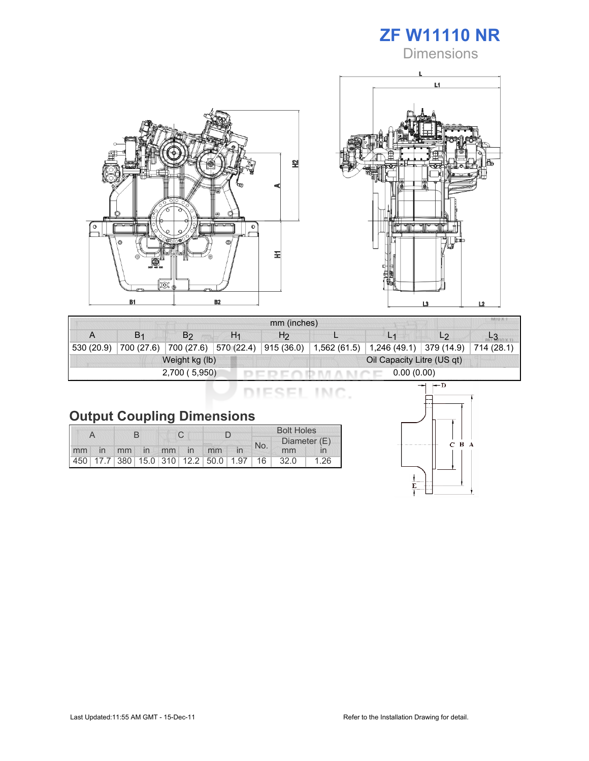# ZF W11110 NR

## Dimensions

| mm (inches) | | | | | | | | |
|---|---|---|---|---|---|---|---|---|
| A | $B_1$ | $B_2$ | $H_1$ | $H_2$ | L | $L_1$ | $L_2$ | $L_3$ |
| 530 (20.9) | 700 (27.6) | 700 (27.6) | 570 (22.4) | 915 (36.0) | 1,562 (61.5) | 1,246 (49.1) | 379 (14.9) | 714 (28.1) |

| Weight kg (lb) | Oil Capacity Litre (US qt) |
|---|---|
| 2,700 ( 5,950) | 0.00 (0.00) |

## Output Coupling Dimensions

| A | | B | | C | | D | | Bolt Holes | | |
|---|---|---|---|---|---|---|---|---|---|---|
| | | | | | | | | No. | Diameter (E) | |
| mm | in | mm | in | mm | in | mm | in | | mm | in |
| 450 | 17.7 | 380 | 15.0 | 310 | 12.2 | 50.0 | 1.97 | 16 | 32.0 | 1.26 |

Last Updated:11:55 AM GMT - 15-Dec-11

Refer to the Installation Drawing for detail.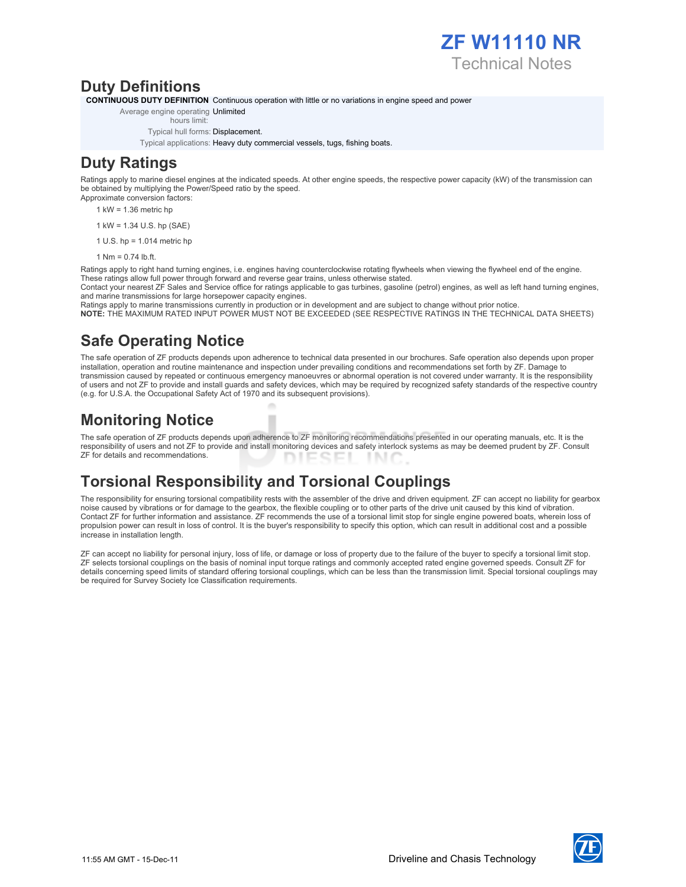# ZF W11110 NR

Technical Notes

## Duty Definitions

| | |
|---|---|
| **CONTINUOUS DUTY DEFINITION** | Continuous operation with little or no variations in engine speed and power |
| Average engine operating hours limit: | Unlimited |
| Typical hull forms: | Displacement. |
| Typical applications: | Heavy duty commercial vessels, tugs, fishing boats. |

## Duty Ratings

Ratings apply to marine diesel engines at the indicated speeds. At other engine speeds, the respective power capacity (kW) of the transmission can be obtained by multiplying the Power/Speed ratio by the speed.
Approximate conversion factors:

1 kW = 1.36 metric hp

1 kW = 1.34 U.S. hp (SAE)

1 U.S. hp = 1.014 metric hp

1 Nm = 0.74 lb.ft.

Ratings apply to right hand turning engines, i.e. engines having counterclockwise rotating flywheels when viewing the flywheel end of the engine. These ratings allow full power through forward and reverse gear trains, unless otherwise stated.
Contact your nearest ZF Sales and Service office for ratings applicable to gas turbines, gasoline (petrol) engines, as well as left hand turning engines, and marine transmissions for large horsepower capacity engines.
Ratings apply to marine transmissions currently in production or in development and are subject to change without prior notice.
**NOTE:** THE MAXIMUM RATED INPUT POWER MUST NOT BE EXCEEDED (SEE RESPECTIVE RATINGS IN THE TECHNICAL DATA SHEETS)

## Safe Operating Notice

The safe operation of ZF products depends upon adherence to technical data presented in our brochures. Safe operation also depends upon proper installation, operation and routine maintenance and inspection under prevailing conditions and recommendations set forth by ZF. Damage to transmission caused by repeated or continuous emergency manoeuvres or abnormal operation is not covered under warranty. It is the responsibility of users and not ZF to provide and install guards and safety devices, which may be required by recognized safety standards of the respective country (e.g. for U.S.A. the Occupational Safety Act of 1970 and its subsequent provisions).

## Monitoring Notice

The safe operation of ZF products depends upon adherence to ZF monitoring recommendations presented in our operating manuals, etc. It is the responsibility of users and not ZF to provide and install monitoring devices and safety interlock systems as may be deemed prudent by ZF. Consult ZF for details and recommendations.

## Torsional Responsibility and Torsional Couplings

The responsibility for ensuring torsional compatibility rests with the assembler of the drive and driven equipment. ZF can accept no liability for gearbox noise caused by vibrations or for damage to the gearbox, the flexible coupling or to other parts of the drive unit caused by this kind of vibration. Contact ZF for further information and assistance. ZF recommends the use of a torsional limit stop for single engine powered boats, wherein loss of propulsion power can result in loss of control. It is the buyer's responsibility to specify this option, which can result in additional cost and a possible increase in installation length.

ZF can accept no liability for personal injury, loss of life, or damage or loss of property due to the failure of the buyer to specify a torsional limit stop. ZF selects torsional couplings on the basis of nominal input torque ratings and commonly accepted rated engine governed speeds. Consult ZF for details concerning speed limits of standard offering torsional couplings, which can be less than the transmission limit. Special torsional couplings may be required for Survey Society Ice Classification requirements.